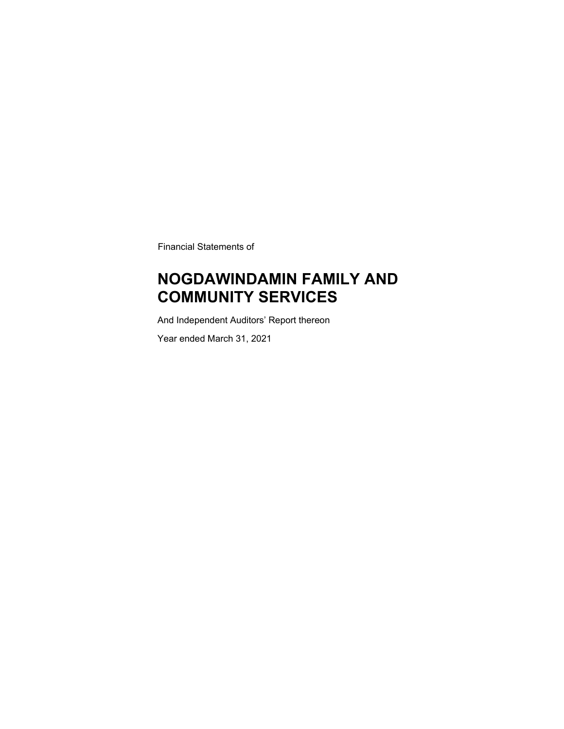Financial Statements of

# NOGDAWINDAMIN FAMILY AND COMMUNITY SERVICES

And Independent Auditors' Report thereon

Year ended March 31, 2021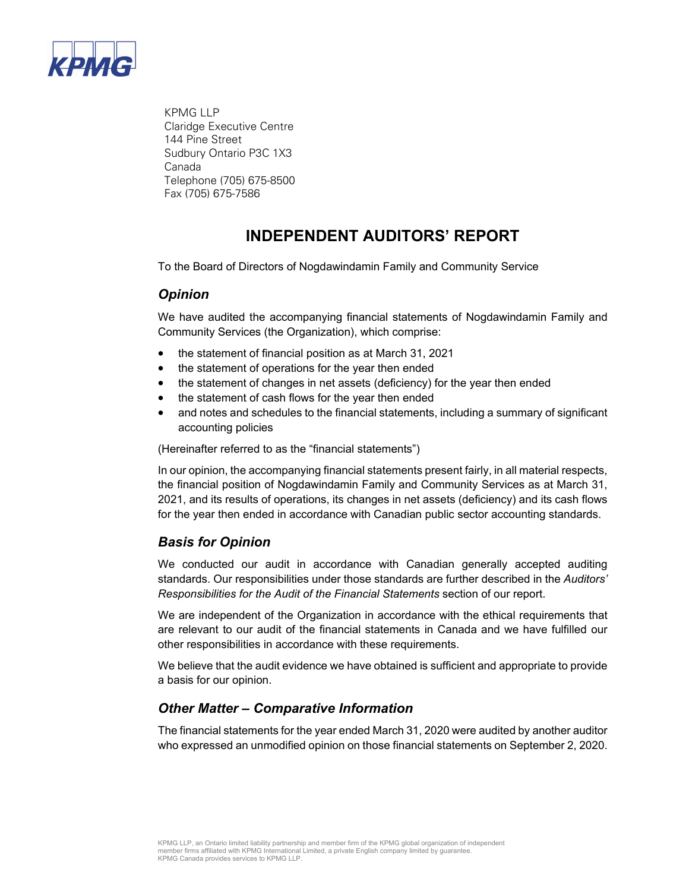KPMG LLP
Claridge Executive Centre
144 Pine Street
Sudbury Ontario P3C 1X3
Canada
Telephone (705) 675-8500
Fax (705) 675-7586

# INDEPENDENT AUDITORS' REPORT

To the Board of Directors of Nogdawindamin Family and Community Service

## *Opinion*

We have audited the accompanying financial statements of Nogdawindamin Family and Community Services (the Organization), which comprise:

- the statement of financial position as at March 31, 2021
- the statement of operations for the year then ended
- the statement of changes in net assets (deficiency) for the year then ended
- the statement of cash flows for the year then ended
- and notes and schedules to the financial statements, including a summary of significant accounting policies

(Hereinafter referred to as the "financial statements")

In our opinion, the accompanying financial statements present fairly, in all material respects, the financial position of Nogdawindamin Family and Community Services as at March 31, 2021, and its results of operations, its changes in net assets (deficiency) and its cash flows for the year then ended in accordance with Canadian public sector accounting standards.

## *Basis for Opinion*

We conducted our audit in accordance with Canadian generally accepted auditing standards. Our responsibilities under those standards are further described in the *Auditors' Responsibilities for the Audit of the Financial Statements* section of our report.

We are independent of the Organization in accordance with the ethical requirements that are relevant to our audit of the financial statements in Canada and we have fulfilled our other responsibilities in accordance with these requirements.

We believe that the audit evidence we have obtained is sufficient and appropriate to provide a basis for our opinion.

## *Other Matter – Comparative Information*

The financial statements for the year ended March 31, 2020 were audited by another auditor who expressed an unmodified opinion on those financial statements on September 2, 2020.

KPMG LLP, an Ontario limited liability partnership and member firm of the KPMG global organization of independent member firms affiliated with KPMG International Limited, a private English company limited by guarantee. KPMG Canada provides services to KPMG LLP.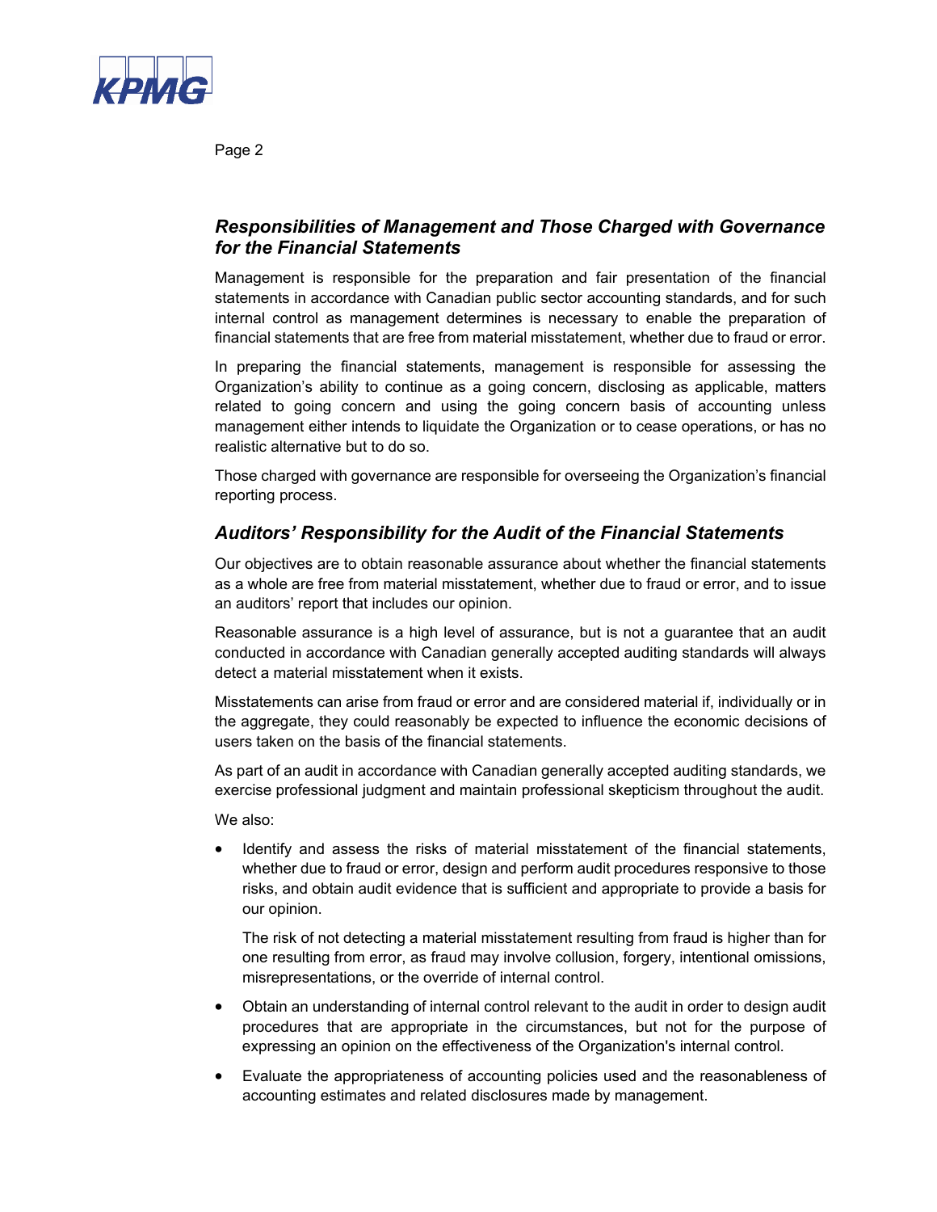### *Responsibilities of Management and Those Charged with Governance for the Financial Statements*

Management is responsible for the preparation and fair presentation of the financial statements in accordance with Canadian public sector accounting standards, and for such internal control as management determines is necessary to enable the preparation of financial statements that are free from material misstatement, whether due to fraud or error.

In preparing the financial statements, management is responsible for assessing the Organization's ability to continue as a going concern, disclosing as applicable, matters related to going concern and using the going concern basis of accounting unless management either intends to liquidate the Organization or to cease operations, or has no realistic alternative but to do so.

Those charged with governance are responsible for overseeing the Organization's financial reporting process.

### *Auditors' Responsibility for the Audit of the Financial Statements*

Our objectives are to obtain reasonable assurance about whether the financial statements as a whole are free from material misstatement, whether due to fraud or error, and to issue an auditors' report that includes our opinion.

Reasonable assurance is a high level of assurance, but is not a guarantee that an audit conducted in accordance with Canadian generally accepted auditing standards will always detect a material misstatement when it exists.

Misstatements can arise from fraud or error and are considered material if, individually or in the aggregate, they could reasonably be expected to influence the economic decisions of users taken on the basis of the financial statements.

As part of an audit in accordance with Canadian generally accepted auditing standards, we exercise professional judgment and maintain professional skepticism throughout the audit.

We also:

- Identify and assess the risks of material misstatement of the financial statements, whether due to fraud or error, design and perform audit procedures responsive to those risks, and obtain audit evidence that is sufficient and appropriate to provide a basis for our opinion.

  The risk of not detecting a material misstatement resulting from fraud is higher than for one resulting from error, as fraud may involve collusion, forgery, intentional omissions, misrepresentations, or the override of internal control.

- Obtain an understanding of internal control relevant to the audit in order to design audit procedures that are appropriate in the circumstances, but not for the purpose of expressing an opinion on the effectiveness of the Organization's internal control.

- Evaluate the appropriateness of accounting policies used and the reasonableness of accounting estimates and related disclosures made by management.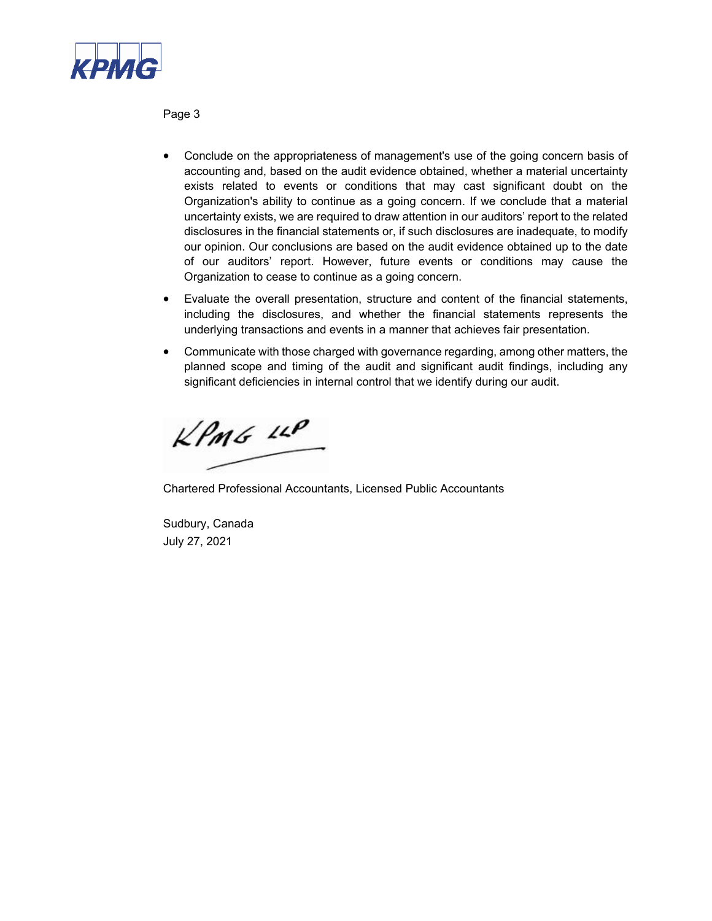- Conclude on the appropriateness of management's use of the going concern basis of accounting and, based on the audit evidence obtained, whether a material uncertainty exists related to events or conditions that may cast significant doubt on the Organization's ability to continue as a going concern. If we conclude that a material uncertainty exists, we are required to draw attention in our auditors' report to the related disclosures in the financial statements or, if such disclosures are inadequate, to modify our opinion. Our conclusions are based on the audit evidence obtained up to the date of our auditors' report. However, future events or conditions may cause the Organization to cease to continue as a going concern.
- Evaluate the overall presentation, structure and content of the financial statements, including the disclosures, and whether the financial statements represents the underlying transactions and events in a manner that achieves fair presentation.
- Communicate with those charged with governance regarding, among other matters, the planned scope and timing of the audit and significant audit findings, including any significant deficiencies in internal control that we identify during our audit.

KPMG LLP

Chartered Professional Accountants, Licensed Public Accountants

Sudbury, Canada
July 27, 2021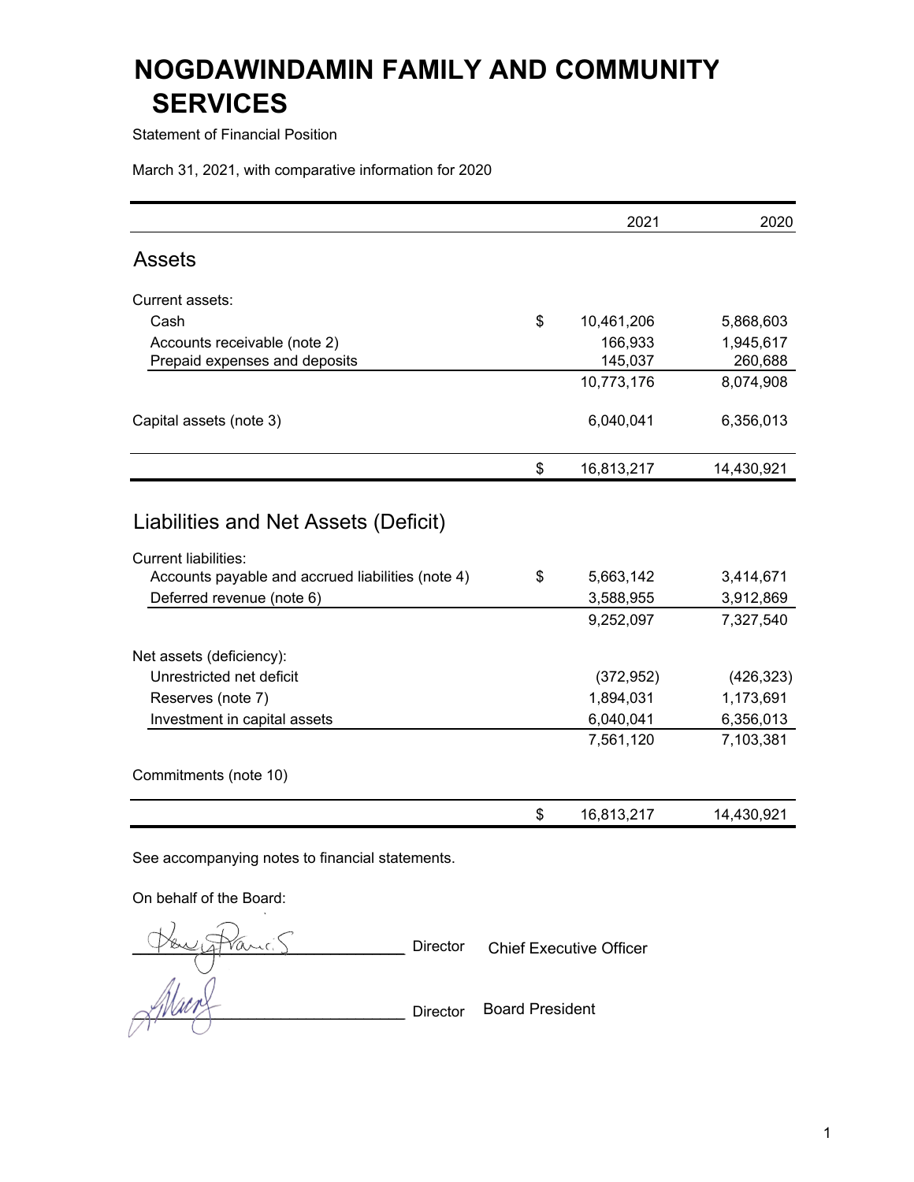# NOGDAWINDAMIN FAMILY AND COMMUNITY SERVICES

Statement of Financial Position

March 31, 2021, with comparative information for 2020

| | | 2021 | 2020 |
|---|---|---|---|
| **Assets** | | | |
| Current assets: | | | |
| Cash | $ | 10,461,206 | 5,868,603 |
| Accounts receivable (note 2) | | 166,933 | 1,945,617 |
| Prepaid expenses and deposits | | 145,037 | 260,688 |
| | | 10,773,176 | 8,074,908 |
| Capital assets (note 3) | | 6,040,041 | 6,356,013 |
| | $ | 16,813,217 | 14,430,921 |
| **Liabilities and Net Assets (Deficit)** | | | |
| Current liabilities: | | | |
| Accounts payable and accrued liabilities (note 4) | $ | 5,663,142 | 3,414,671 |
| Deferred revenue (note 6) | | 3,588,955 | 3,912,869 |
| | | 9,252,097 | 7,327,540 |
| Net assets (deficiency): | | | |
| Unrestricted net deficit | | (372,952) | (426,323) |
| Reserves (note 7) | | 1,894,031 | 1,173,691 |
| Investment in capital assets | | 6,040,041 | 6,356,013 |
| | | 7,561,120 | 7,103,381 |
| Commitments (note 10) | | | |
| | $ | 16,813,217 | 14,430,921 |

See accompanying notes to financial statements.

On behalf of the Board:

_______________________ Director Chief Executive Officer

_______________________ Director Board President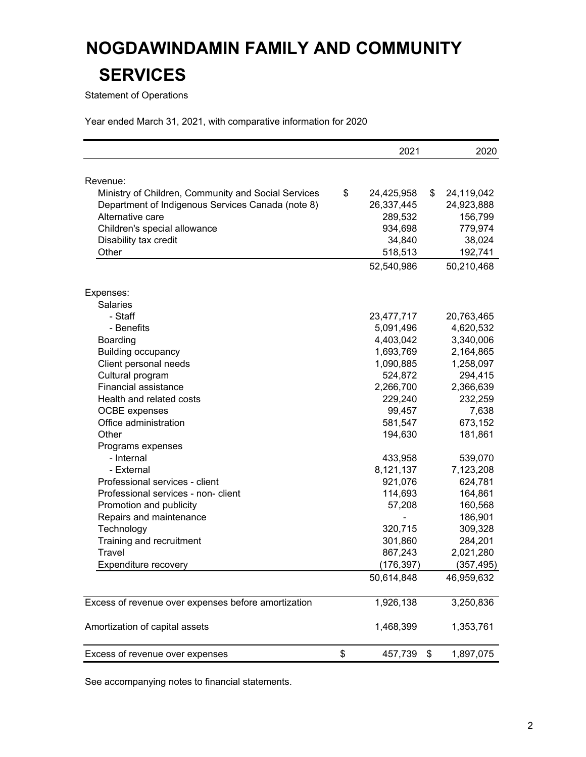# NOGDAWINDAMIN FAMILY AND COMMUNITY SERVICES

Statement of Operations

Year ended March 31, 2021, with comparative information for 2020

| | 2021 | 2020 |
|---|---|---|
| Revenue: | | |
| Ministry of Children, Community and Social Services | $ 24,425,958 | $ 24,119,042 |
| Department of Indigenous Services Canada (note 8) | 26,337,445 | 24,923,888 |
| Alternative care | 289,532 | 156,799 |
| Children's special allowance | 934,698 | 779,974 |
| Disability tax credit | 34,840 | 38,024 |
| Other | 518,513 | 192,741 |
| | 52,540,986 | 50,210,468 |
| Expenses: | | |
| Salaries | | |
| - Staff | 23,477,717 | 20,763,465 |
| - Benefits | 5,091,496 | 4,620,532 |
| Boarding | 4,403,042 | 3,340,006 |
| Building occupancy | 1,693,769 | 2,164,865 |
| Client personal needs | 1,090,885 | 1,258,097 |
| Cultural program | 524,872 | 294,415 |
| Financial assistance | 2,266,700 | 2,366,639 |
| Health and related costs | 229,240 | 232,259 |
| OCBE expenses | 99,457 | 7,638 |
| Office administration | 581,547 | 673,152 |
| Other | 194,630 | 181,861 |
| Programs expenses | | |
| - Internal | 433,958 | 539,070 |
| - External | 8,121,137 | 7,123,208 |
| Professional services - client | 921,076 | 624,781 |
| Professional services - non- client | 114,693 | 164,861 |
| Promotion and publicity | 57,208 | 160,568 |
| Repairs and maintenance | - | 186,901 |
| Technology | 320,715 | 309,328 |
| Training and recruitment | 301,860 | 284,201 |
| Travel | 867,243 | 2,021,280 |
| Expenditure recovery | (176,397) | (357,495) |
| | 50,614,848 | 46,959,632 |
| Excess of revenue over expenses before amortization | 1,926,138 | 3,250,836 |
| Amortization of capital assets | 1,468,399 | 1,353,761 |
| Excess of revenue over expenses | $ 457,739 | $ 1,897,075 |

See accompanying notes to financial statements.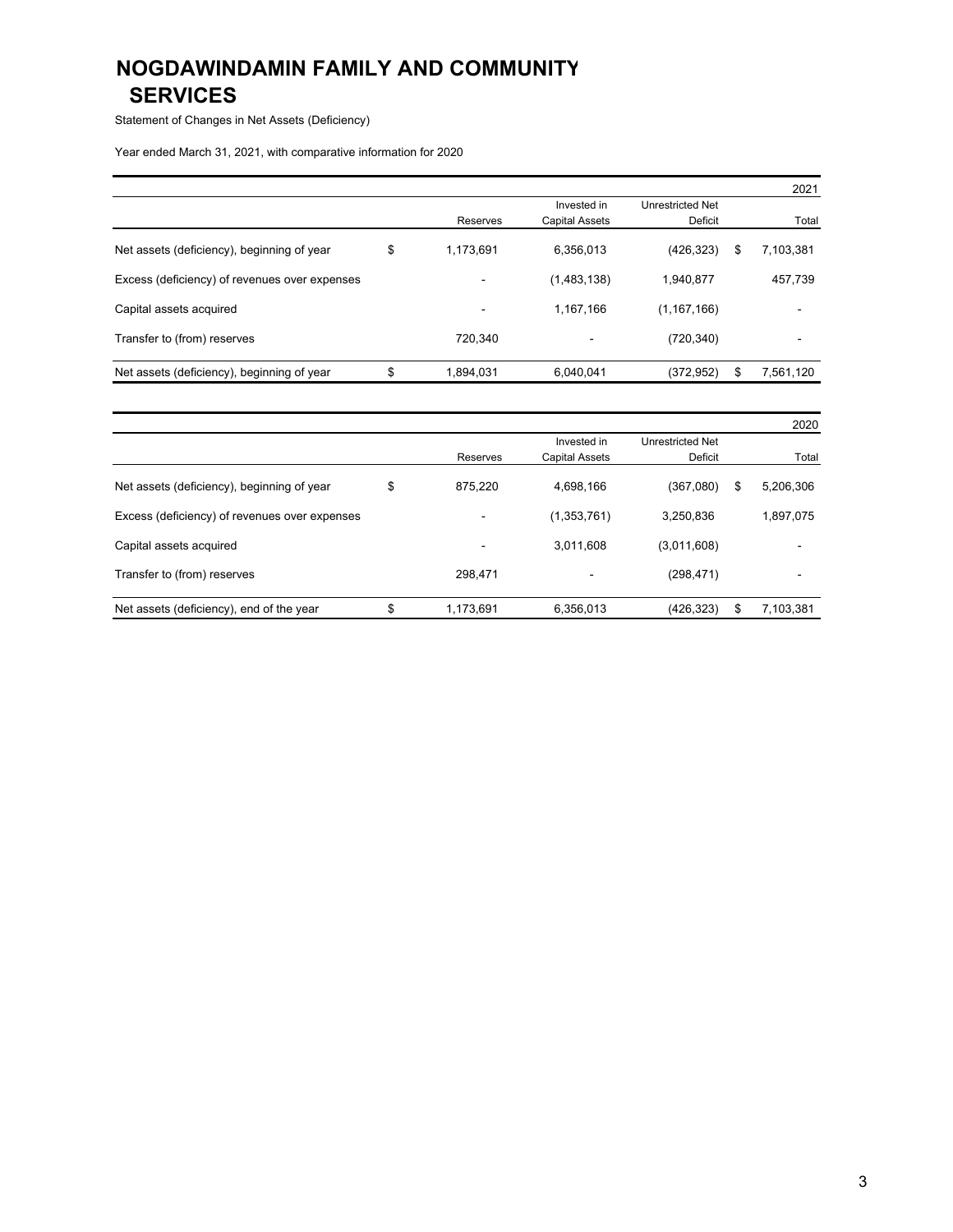# NOGDAWINDAMIN FAMILY AND COMMUNITY SERVICES

Statement of Changes in Net Assets (Deficiency)

Year ended March 31, 2021, with comparative information for 2020

| | | | | 2021 |
|---|---|---|---|---|
| | Reserves | Invested in Capital Assets | Unrestricted Net Deficit | Total |
| Net assets (deficiency), beginning of year | $ 1,173,691 | 6,356,013 | (426,323) | $ 7,103,381 |
| Excess (deficiency) of revenues over expenses | - | (1,483,138) | 1,940,877 | 457,739 |
| Capital assets acquired | - | 1,167,166 | (1,167,166) | - |
| Transfer to (from) reserves | 720,340 | - | (720,340) | - |
| Net assets (deficiency), beginning of year | $ 1,894,031 | 6,040,041 | (372,952) | $ 7,561,120 |

| | | | | 2020 |
|---|---|---|---|---|
| | Reserves | Invested in Capital Assets | Unrestricted Net Deficit | Total |
| Net assets (deficiency), beginning of year | $ 875,220 | 4,698,166 | (367,080) | $ 5,206,306 |
| Excess (deficiency) of revenues over expenses | - | (1,353,761) | 3,250,836 | 1,897,075 |
| Capital assets acquired | - | 3,011,608 | (3,011,608) | - |
| Transfer to (from) reserves | 298,471 | - | (298,471) | - |
| Net assets (deficiency), end of the year | $ 1,173,691 | 6,356,013 | (426,323) | $ 7,103,381 |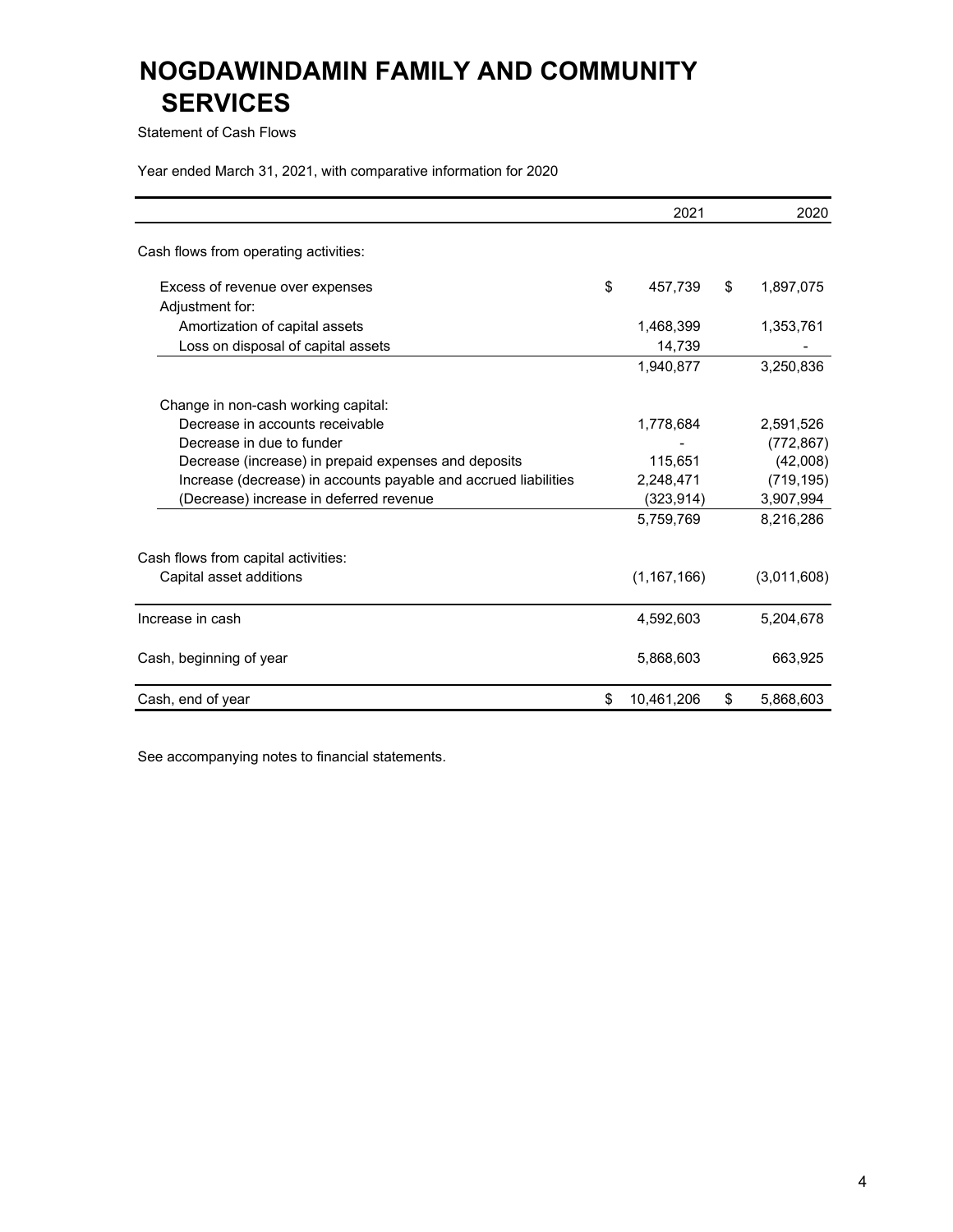# NOGDAWINDAMIN FAMILY AND COMMUNITY SERVICES

Statement of Cash Flows

Year ended March 31, 2021, with comparative information for 2020

| | 2021 | 2020 |
|---|---|---|
| Cash flows from operating activities: | | |
| Excess of revenue over expenses | $ 457,739 | $ 1,897,075 |
| Adjustment for: | | |
| Amortization of capital assets | 1,468,399 | 1,353,761 |
| Loss on disposal of capital assets | 14,739 | - |
| | 1,940,877 | 3,250,836 |
| Change in non-cash working capital: | | |
| Decrease in accounts receivable | 1,778,684 | 2,591,526 |
| Decrease in due to funder | - | (772,867) |
| Decrease (increase) in prepaid expenses and deposits | 115,651 | (42,008) |
| Increase (decrease) in accounts payable and accrued liabilities | 2,248,471 | (719,195) |
| (Decrease) increase in deferred revenue | (323,914) | 3,907,994 |
| | 5,759,769 | 8,216,286 |
| Cash flows from capital activities: | | |
| Capital asset additions | (1,167,166) | (3,011,608) |
| Increase in cash | 4,592,603 | 5,204,678 |
| Cash, beginning of year | 5,868,603 | 663,925 |
| Cash, end of year | $ 10,461,206 | $ 5,868,603 |

See accompanying notes to financial statements.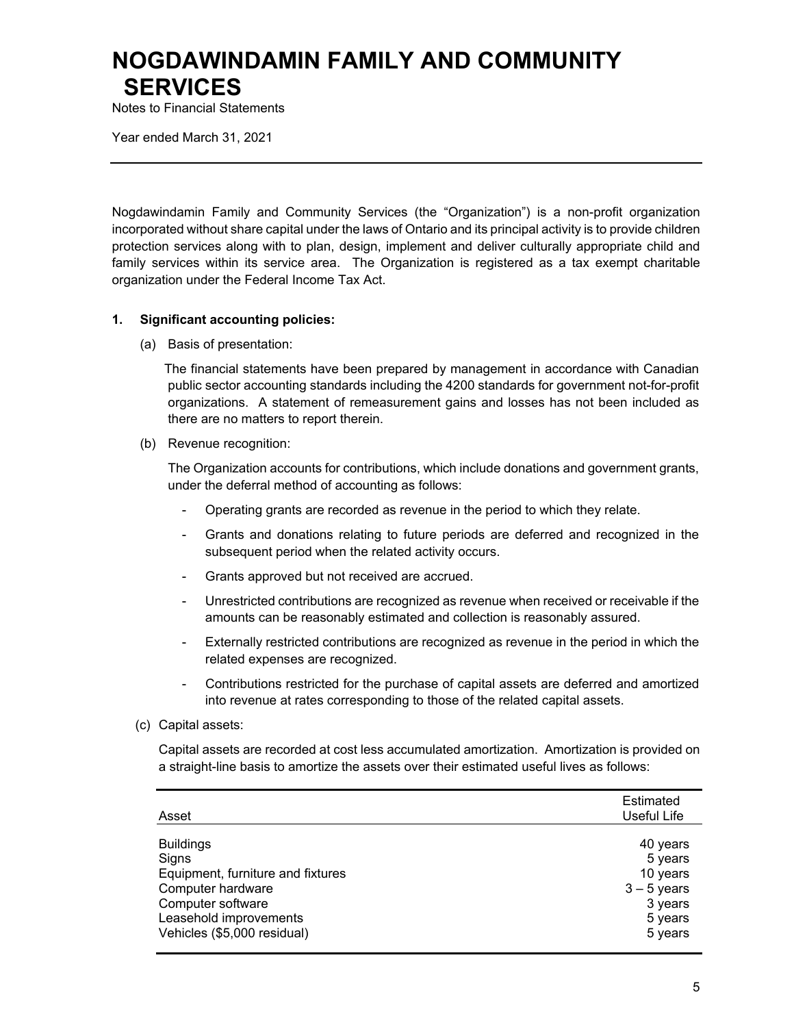# NOGDAWINDAMIN FAMILY AND COMMUNITY SERVICES

Notes to Financial Statements

Year ended March 31, 2021

---

Nogdawindamin Family and Community Services (the "Organization") is a non-profit organization incorporated without share capital under the laws of Ontario and its principal activity is to provide children protection services along with to plan, design, implement and deliver culturally appropriate child and family services within its service area. The Organization is registered as a tax exempt charitable organization under the Federal Income Tax Act.

## 1. Significant accounting policies:

(a) Basis of presentation:

The financial statements have been prepared by management in accordance with Canadian public sector accounting standards including the 4200 standards for government not-for-profit organizations. A statement of remeasurement gains and losses has not been included as there are no matters to report therein.

(b) Revenue recognition:

The Organization accounts for contributions, which include donations and government grants, under the deferral method of accounting as follows:

- Operating grants are recorded as revenue in the period to which they relate.
- Grants and donations relating to future periods are deferred and recognized in the subsequent period when the related activity occurs.
- Grants approved but not received are accrued.
- Unrestricted contributions are recognized as revenue when received or receivable if the amounts can be reasonably estimated and collection is reasonably assured.
- Externally restricted contributions are recognized as revenue in the period in which the related expenses are recognized.
- Contributions restricted for the purchase of capital assets are deferred and amortized into revenue at rates corresponding to those of the related capital assets.

(c) Capital assets:

Capital assets are recorded at cost less accumulated amortization. Amortization is provided on a straight-line basis to amortize the assets over their estimated useful lives as follows:

| Asset | Estimated Useful Life |
|---|---|
| Buildings | 40 years |
| Signs | 5 years |
| Equipment, furniture and fixtures | 10 years |
| Computer hardware | 3 – 5 years |
| Computer software | 3 years |
| Leasehold improvements | 5 years |
| Vehicles ($5,000 residual) | 5 years |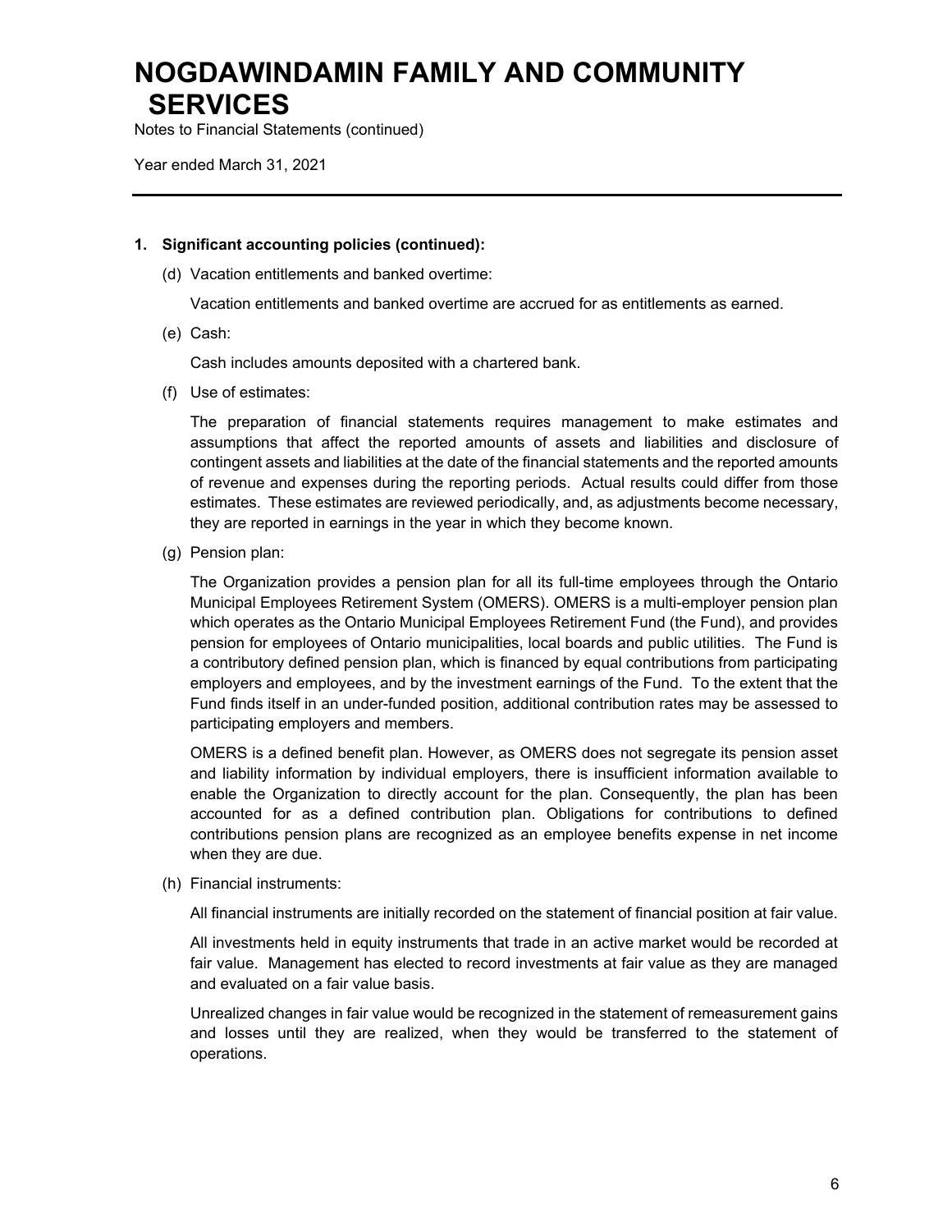# NOGDAWINDAMIN FAMILY AND COMMUNITY SERVICES

Notes to Financial Statements (continued)

Year ended March 31, 2021

---

**1. Significant accounting policies (continued):**

(d) Vacation entitlements and banked overtime:

Vacation entitlements and banked overtime are accrued for as entitlements as earned.

(e) Cash:

Cash includes amounts deposited with a chartered bank.

(f) Use of estimates:

The preparation of financial statements requires management to make estimates and assumptions that affect the reported amounts of assets and liabilities and disclosure of contingent assets and liabilities at the date of the financial statements and the reported amounts of revenue and expenses during the reporting periods. Actual results could differ from those estimates. These estimates are reviewed periodically, and, as adjustments become necessary, they are reported in earnings in the year in which they become known.

(g) Pension plan:

The Organization provides a pension plan for all its full-time employees through the Ontario Municipal Employees Retirement System (OMERS). OMERS is a multi-employer pension plan which operates as the Ontario Municipal Employees Retirement Fund (the Fund), and provides pension for employees of Ontario municipalities, local boards and public utilities. The Fund is a contributory defined pension plan, which is financed by equal contributions from participating employers and employees, and by the investment earnings of the Fund. To the extent that the Fund finds itself in an under-funded position, additional contribution rates may be assessed to participating employers and members.

OMERS is a defined benefit plan. However, as OMERS does not segregate its pension asset and liability information by individual employers, there is insufficient information available to enable the Organization to directly account for the plan. Consequently, the plan has been accounted for as a defined contribution plan. Obligations for contributions to defined contributions pension plans are recognized as an employee benefits expense in net income when they are due.

(h) Financial instruments:

All financial instruments are initially recorded on the statement of financial position at fair value.

All investments held in equity instruments that trade in an active market would be recorded at fair value. Management has elected to record investments at fair value as they are managed and evaluated on a fair value basis.

Unrealized changes in fair value would be recognized in the statement of remeasurement gains and losses until they are realized, when they would be transferred to the statement of operations.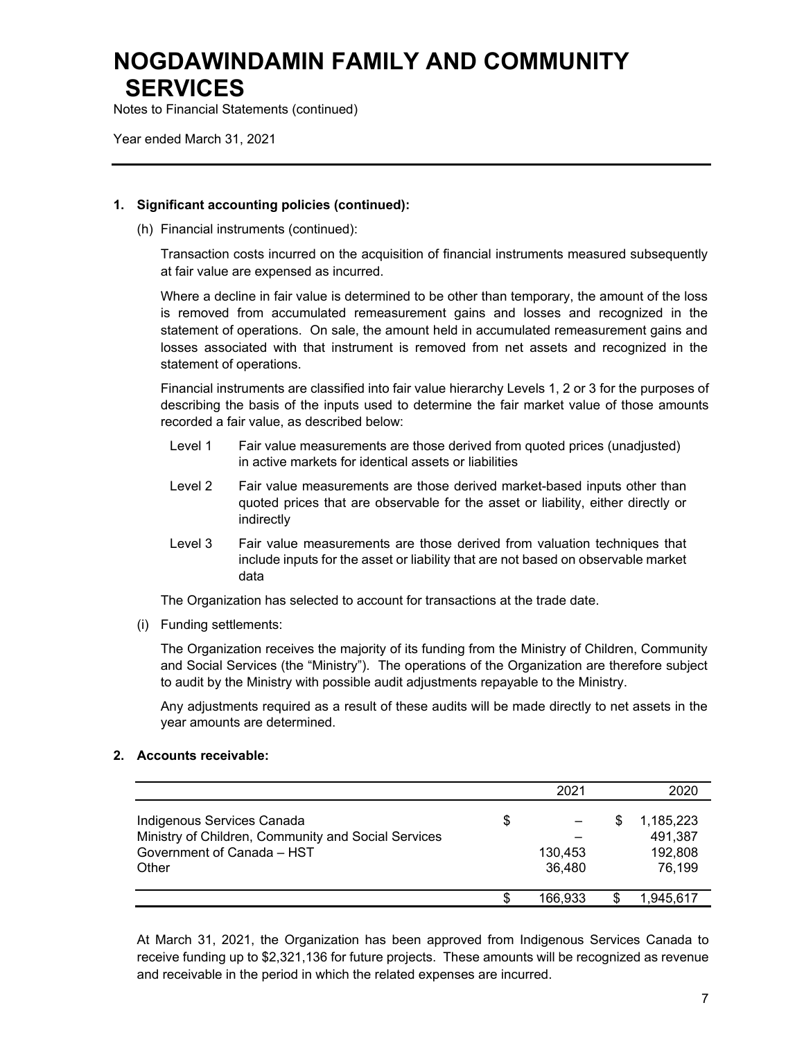### 1. Significant accounting policies (continued):

(h) Financial instruments (continued):

Transaction costs incurred on the acquisition of financial instruments measured subsequently at fair value are expensed as incurred.

Where a decline in fair value is determined to be other than temporary, the amount of the loss is removed from accumulated remeasurement gains and losses and recognized in the statement of operations. On sale, the amount held in accumulated remeasurement gains and losses associated with that instrument is removed from net assets and recognized in the statement of operations.

Financial instruments are classified into fair value hierarchy Levels 1, 2 or 3 for the purposes of describing the basis of the inputs used to determine the fair market value of those amounts recorded a fair value, as described below:

- Level 1 Fair value measurements are those derived from quoted prices (unadjusted) in active markets for identical assets or liabilities
- Level 2 Fair value measurements are those derived market-based inputs other than quoted prices that are observable for the asset or liability, either directly or indirectly
- Level 3 Fair value measurements are those derived from valuation techniques that include inputs for the asset or liability that are not based on observable market data

The Organization has selected to account for transactions at the trade date.

(i) Funding settlements:

The Organization receives the majority of its funding from the Ministry of Children, Community and Social Services (the "Ministry"). The operations of the Organization are therefore subject to audit by the Ministry with possible audit adjustments repayable to the Ministry.

Any adjustments required as a result of these audits will be made directly to net assets in the year amounts are determined.

### 2. Accounts receivable:

| | 2021 | 2020 |
|---|---|---|
| Indigenous Services Canada | $ – | $ 1,185,223 |
| Ministry of Children, Community and Social Services | – | 491,387 |
| Government of Canada – HST | 130,453 | 192,808 |
| Other | 36,480 | 76,199 |
| | $ 166,933 | $ 1,945,617 |

At March 31, 2021, the Organization has been approved from Indigenous Services Canada to receive funding up to $2,321,136 for future projects. These amounts will be recognized as revenue and receivable in the period in which the related expenses are incurred.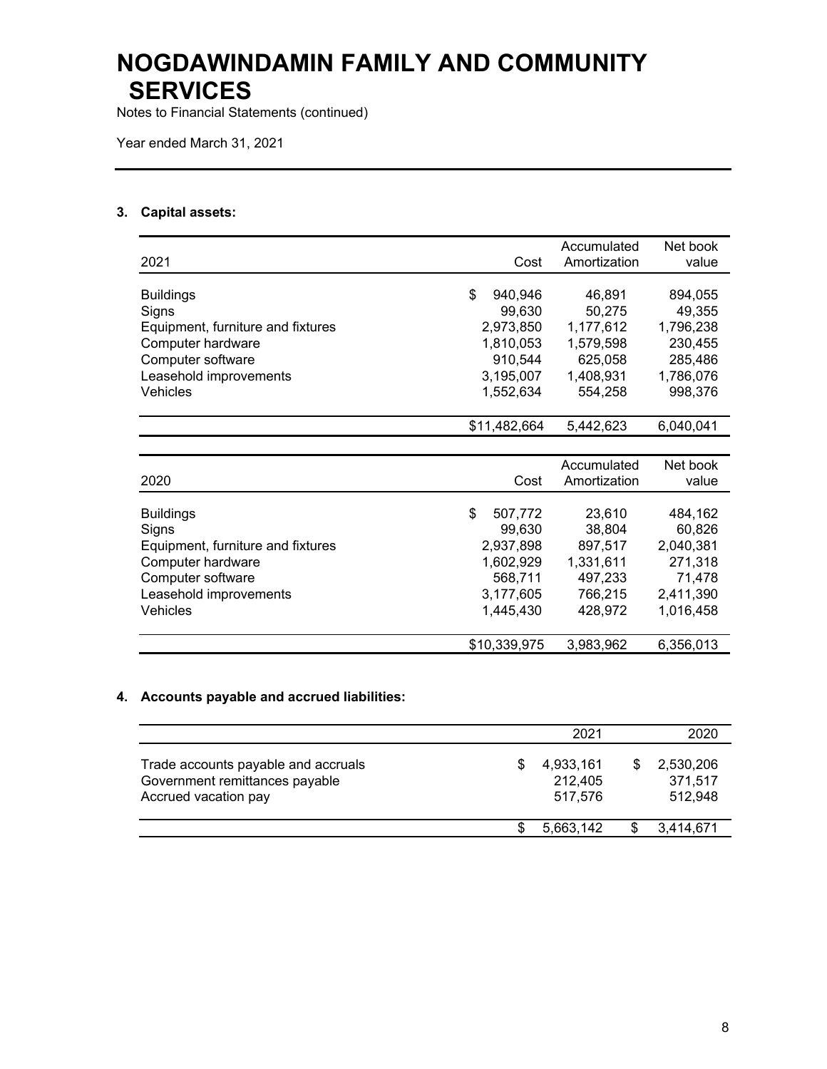# NOGDAWINDAMIN FAMILY AND COMMUNITY SERVICES

Notes to Financial Statements (continued)

Year ended March 31, 2021

### 3. Capital assets:

| 2021 | Cost | Accumulated Amortization | Net book value |
|---|---|---|---|
| Buildings | $ 940,946 | 46,891 | 894,055 |
| Signs | 99,630 | 50,275 | 49,355 |
| Equipment, furniture and fixtures | 2,973,850 | 1,177,612 | 1,796,238 |
| Computer hardware | 1,810,053 | 1,579,598 | 230,455 |
| Computer software | 910,544 | 625,058 | 285,486 |
| Leasehold improvements | 3,195,007 | 1,408,931 | 1,786,076 |
| Vehicles | 1,552,634 | 554,258 | 998,376 |
| | $11,482,664 | 5,442,623 | 6,040,041 |

| 2020 | Cost | Accumulated Amortization | Net book value |
|---|---|---|---|
| Buildings | $ 507,772 | 23,610 | 484,162 |
| Signs | 99,630 | 38,804 | 60,826 |
| Equipment, furniture and fixtures | 2,937,898 | 897,517 | 2,040,381 |
| Computer hardware | 1,602,929 | 1,331,611 | 271,318 |
| Computer software | 568,711 | 497,233 | 71,478 |
| Leasehold improvements | 3,177,605 | 766,215 | 2,411,390 |
| Vehicles | 1,445,430 | 428,972 | 1,016,458 |
| | $10,339,975 | 3,983,962 | 6,356,013 |

### 4. Accounts payable and accrued liabilities:

| | 2021 | 2020 |
|---|---|---|
| Trade accounts payable and accruals | $ 4,933,161 | $ 2,530,206 |
| Government remittances payable | 212,405 | 371,517 |
| Accrued vacation pay | 517,576 | 512,948 |
| | $ 5,663,142 | $ 3,414,671 |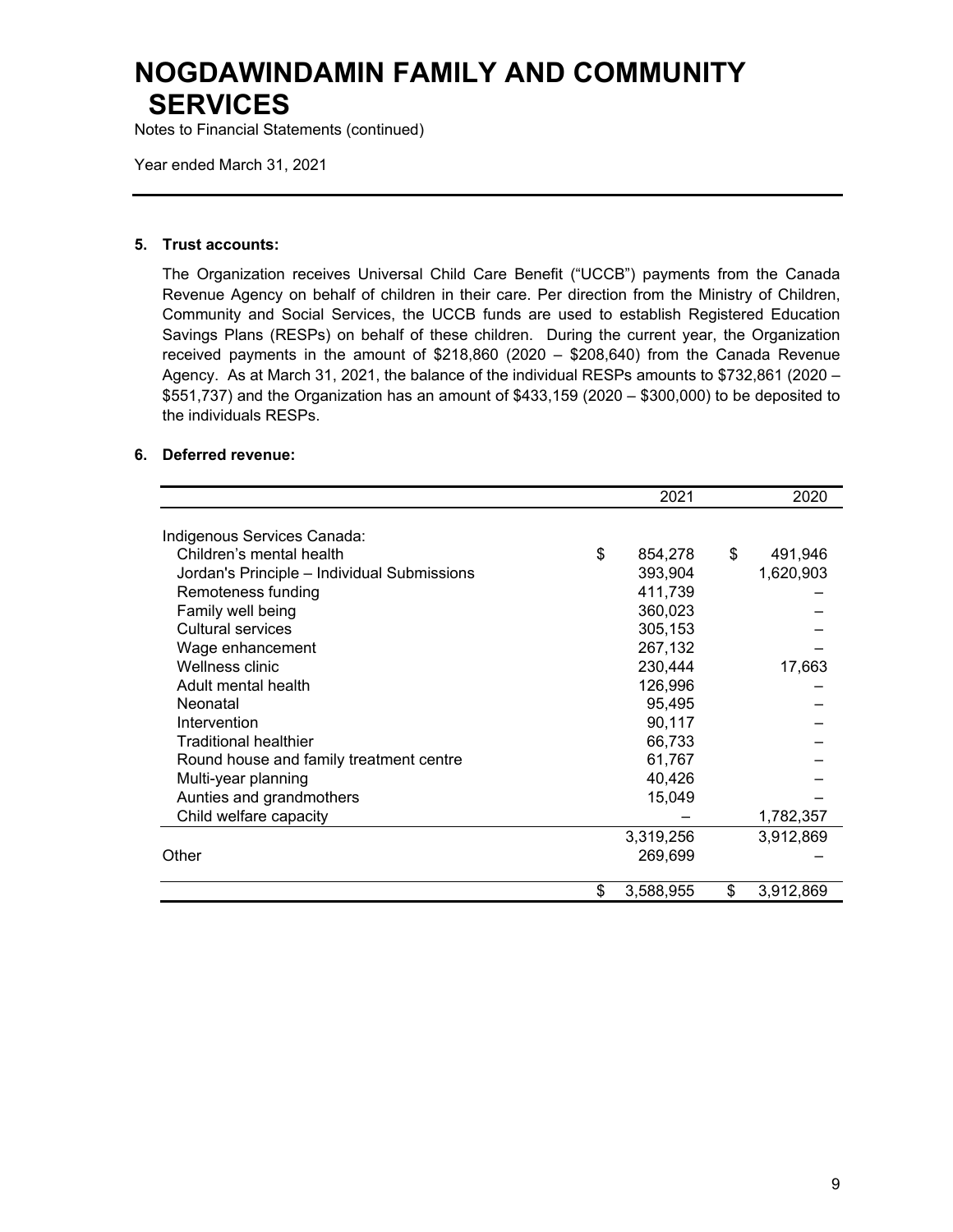# NOGDAWINDAMIN FAMILY AND COMMUNITY SERVICES

Notes to Financial Statements (continued)

Year ended March 31, 2021

## 5. Trust accounts:

The Organization receives Universal Child Care Benefit ("UCCB") payments from the Canada Revenue Agency on behalf of children in their care. Per direction from the Ministry of Children, Community and Social Services, the UCCB funds are used to establish Registered Education Savings Plans (RESPs) on behalf of these children. During the current year, the Organization received payments in the amount of $218,860 (2020 – $208,640) from the Canada Revenue Agency. As at March 31, 2021, the balance of the individual RESPs amounts to $732,861 (2020 – $551,737) and the Organization has an amount of $433,159 (2020 – $300,000) to be deposited to the individuals RESPs.

## 6. Deferred revenue:

| | 2021 | 2020 |
|---|---|---|
| Indigenous Services Canada: | | |
| Children's mental health | $ 854,278 | $ 491,946 |
| Jordan's Principle – Individual Submissions | 393,904 | 1,620,903 |
| Remoteness funding | 411,739 | – |
| Family well being | 360,023 | – |
| Cultural services | 305,153 | – |
| Wage enhancement | 267,132 | – |
| Wellness clinic | 230,444 | 17,663 |
| Adult mental health | 126,996 | – |
| Neonatal | 95,495 | – |
| Intervention | 90,117 | – |
| Traditional healthier | 66,733 | – |
| Round house and family treatment centre | 61,767 | – |
| Multi-year planning | 40,426 | – |
| Aunties and grandmothers | 15,049 | – |
| Child welfare capacity | – | 1,782,357 |
| | 3,319,256 | 3,912,869 |
| Other | 269,699 | – |
| | $ 3,588,955 | $ 3,912,869 |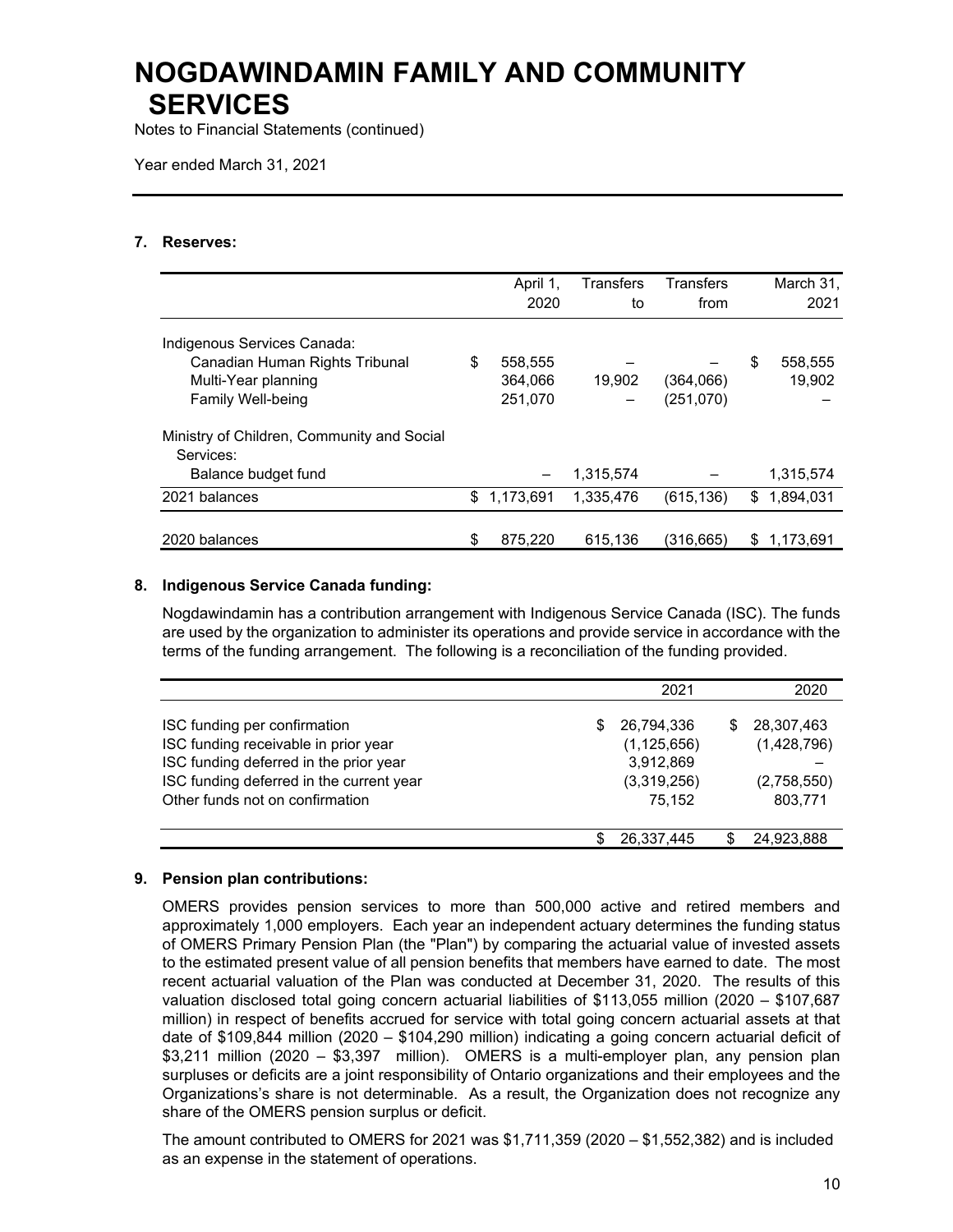# NOGDAWINDAMIN FAMILY AND COMMUNITY SERVICES

Notes to Financial Statements (continued)

Year ended March 31, 2021

## 7. Reserves:

| | April 1, 2020 | Transfers to | Transfers from | March 31, 2021 |
|---|---|---|---|---|
| Indigenous Services Canada: | | | | |
| Canadian Human Rights Tribunal | $ 558,555 | – | – | $ 558,555 |
| Multi-Year planning | 364,066 | 19,902 | (364,066) | 19,902 |
| Family Well-being | 251,070 | – | (251,070) | – |
| Ministry of Children, Community and Social Services: | | | | |
| Balance budget fund | – | 1,315,574 | – | 1,315,574 |
| 2021 balances | $ 1,173,691 | 1,335,476 | (615,136) | $ 1,894,031 |
| 2020 balances | $ 875,220 | 615,136 | (316,665) | $ 1,173,691 |

## 8. Indigenous Service Canada funding:

Nogdawindamin has a contribution arrangement with Indigenous Service Canada (ISC). The funds are used by the organization to administer its operations and provide service in accordance with the terms of the funding arrangement. The following is a reconciliation of the funding provided.

| | 2021 | 2020 |
|---|---|---|
| ISC funding per confirmation | $ 26,794,336 | $ 28,307,463 |
| ISC funding receivable in prior year | (1,125,656) | (1,428,796) |
| ISC funding deferred in the prior year | 3,912,869 | – |
| ISC funding deferred in the current year | (3,319,256) | (2,758,550) |
| Other funds not on confirmation | 75,152 | 803,771 |
| | $ 26,337,445 | $ 24,923,888 |

## 9. Pension plan contributions:

OMERS provides pension services to more than 500,000 active and retired members and approximately 1,000 employers. Each year an independent actuary determines the funding status of OMERS Primary Pension Plan (the "Plan") by comparing the actuarial value of invested assets to the estimated present value of all pension benefits that members have earned to date. The most recent actuarial valuation of the Plan was conducted at December 31, 2020. The results of this valuation disclosed total going concern actuarial liabilities of $113,055 million (2020 – $107,687 million) in respect of benefits accrued for service with total going concern actuarial assets at that date of $109,844 million (2020 – $104,290 million) indicating a going concern actuarial deficit of $3,211 million (2020 – $3,397 million). OMERS is a multi-employer plan, any pension plan surpluses or deficits are a joint responsibility of Ontario organizations and their employees and the Organizations's share is not determinable. As a result, the Organization does not recognize any share of the OMERS pension surplus or deficit.

The amount contributed to OMERS for 2021 was $1,711,359 (2020 – $1,552,382) and is included as an expense in the statement of operations.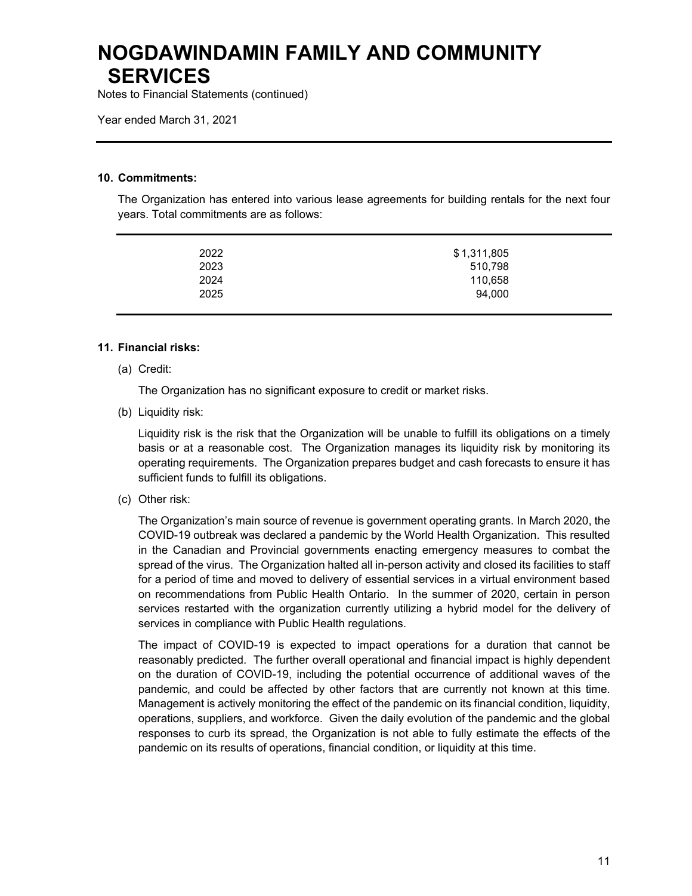# NOGDAWINDAMIN FAMILY AND COMMUNITY SERVICES

Notes to Financial Statements (continued)

Year ended March 31, 2021

**10. Commitments:**

The Organization has entered into various lease agreements for building rentals for the next four years. Total commitments are as follows:

| | |
|---|---|
| 2022 | $ 1,311,805 |
| 2023 | 510,798 |
| 2024 | 110,658 |
| 2025 | 94,000 |

**11. Financial risks:**

(a) Credit:

The Organization has no significant exposure to credit or market risks.

(b) Liquidity risk:

Liquidity risk is the risk that the Organization will be unable to fulfill its obligations on a timely basis or at a reasonable cost. The Organization manages its liquidity risk by monitoring its operating requirements. The Organization prepares budget and cash forecasts to ensure it has sufficient funds to fulfill its obligations.

(c) Other risk:

The Organization's main source of revenue is government operating grants. In March 2020, the COVID-19 outbreak was declared a pandemic by the World Health Organization. This resulted in the Canadian and Provincial governments enacting emergency measures to combat the spread of the virus. The Organization halted all in-person activity and closed its facilities to staff for a period of time and moved to delivery of essential services in a virtual environment based on recommendations from Public Health Ontario. In the summer of 2020, certain in person services restarted with the organization currently utilizing a hybrid model for the delivery of services in compliance with Public Health regulations.

The impact of COVID-19 is expected to impact operations for a duration that cannot be reasonably predicted. The further overall operational and financial impact is highly dependent on the duration of COVID-19, including the potential occurrence of additional waves of the pandemic, and could be affected by other factors that are currently not known at this time. Management is actively monitoring the effect of the pandemic on its financial condition, liquidity, operations, suppliers, and workforce. Given the daily evolution of the pandemic and the global responses to curb its spread, the Organization is not able to fully estimate the effects of the pandemic on its results of operations, financial condition, or liquidity at this time.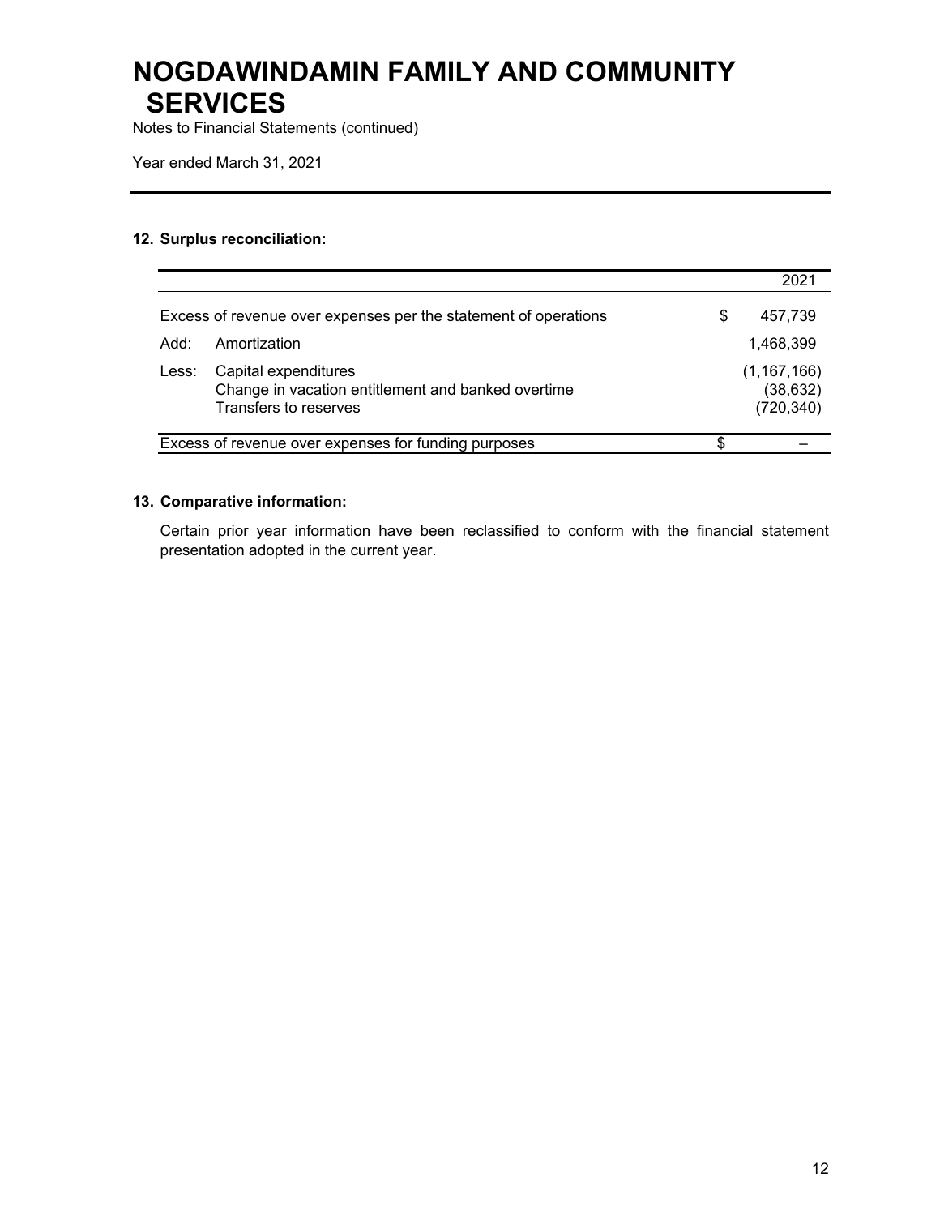# NOGDAWINDAMIN FAMILY AND COMMUNITY SERVICES

Notes to Financial Statements (continued)

Year ended March 31, 2021

## 12. Surplus reconciliation:

| | | | 2021 |
|---|---|---|---|
| Excess of revenue over expenses per the statement of operations | | $ | 457,739 |
| Add: | Amortization | | 1,468,399 |
| Less: | Capital expenditures | | (1,167,166) |
| | Change in vacation entitlement and banked overtime | | (38,632) |
| | Transfers to reserves | | (720,340) |
| Excess of revenue over expenses for funding purposes | | $ | – |

## 13. Comparative information:

Certain prior year information have been reclassified to conform with the financial statement presentation adopted in the current year.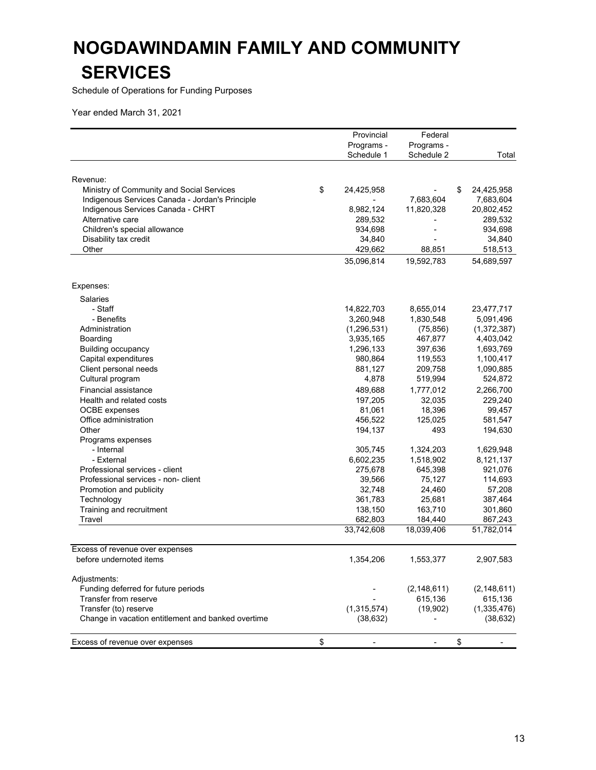# NOGDAWINDAMIN FAMILY AND COMMUNITY SERVICES

Schedule of Operations for Funding Purposes

Year ended March 31, 2021

| | Provincial Programs - Schedule 1 | Federal Programs - Schedule 2 | Total |
|---|---|---|---|
| Revenue: | | | |
| Ministry of Community and Social Services | $ 24,425,958 | - | $ 24,425,958 |
| Indigenous Services Canada - Jordan's Principle | - | 7,683,604 | 7,683,604 |
| Indigenous Services Canada - CHRT | 8,982,124 | 11,820,328 | 20,802,452 |
| Alternative care | 289,532 | - | 289,532 |
| Children's special allowance | 934,698 | - | 934,698 |
| Disability tax credit | 34,840 | - | 34,840 |
| Other | 429,662 | 88,851 | 518,513 |
| | 35,096,814 | 19,592,783 | 54,689,597 |
| Expenses: | | | |
| Salaries | | | |
| - Staff | 14,822,703 | 8,655,014 | 23,477,717 |
| - Benefits | 3,260,948 | 1,830,548 | 5,091,496 |
| Administration | (1,296,531) | (75,856) | (1,372,387) |
| Boarding | 3,935,165 | 467,877 | 4,403,042 |
| Building occupancy | 1,296,133 | 397,636 | 1,693,769 |
| Capital expenditures | 980,864 | 119,553 | 1,100,417 |
| Client personal needs | 881,127 | 209,758 | 1,090,885 |
| Cultural program | 4,878 | 519,994 | 524,872 |
| Financial assistance | 489,688 | 1,777,012 | 2,266,700 |
| Health and related costs | 197,205 | 32,035 | 229,240 |
| OCBE expenses | 81,061 | 18,396 | 99,457 |
| Office administration | 456,522 | 125,025 | 581,547 |
| Other | 194,137 | 493 | 194,630 |
| Programs expenses | | | |
| - Internal | 305,745 | 1,324,203 | 1,629,948 |
| - External | 6,602,235 | 1,518,902 | 8,121,137 |
| Professional services - client | 275,678 | 645,398 | 921,076 |
| Professional services - non- client | 39,566 | 75,127 | 114,693 |
| Promotion and publicity | 32,748 | 24,460 | 57,208 |
| Technology | 361,783 | 25,681 | 387,464 |
| Training and recruitment | 138,150 | 163,710 | 301,860 |
| Travel | 682,803 | 184,440 | 867,243 |
| | 33,742,608 | 18,039,406 | 51,782,014 |
| Excess of revenue over expenses before undernoted items | 1,354,206 | 1,553,377 | 2,907,583 |
| Adjustments: | | | |
| Funding deferred for future periods | - | (2,148,611) | (2,148,611) |
| Transfer from reserve | - | 615,136 | 615,136 |
| Transfer (to) reserve | (1,315,574) | (19,902) | (1,335,476) |
| Change in vacation entitlement and banked overtime | (38,632) | - | (38,632) |
| Excess of revenue over expenses | $ - | - | $ - |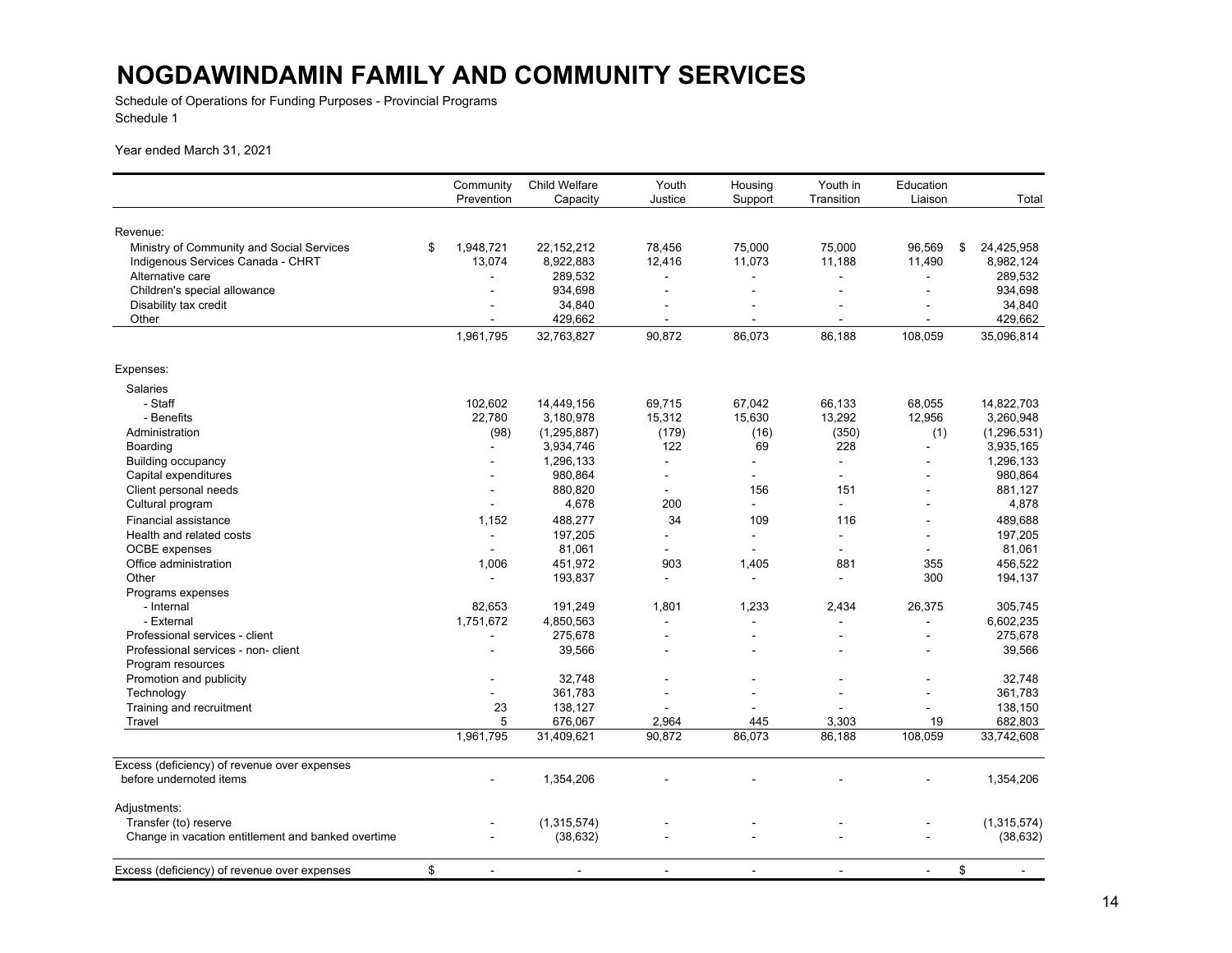# NOGDAWINDAMIN FAMILY AND COMMUNITY SERVICES

Schedule of Operations for Funding Purposes - Provincial Programs

Schedule 1

Year ended March 31, 2021

| | Community Prevention | Child Welfare Capacity | Youth Justice | Housing Support | Youth in Transition | Education Liaison | Total |
|---|---|---|---|---|---|---|---|
| Revenue: | | | | | | | |
| Ministry of Community and Social Services | $ 1,948,721 | 22,152,212 | 78,456 | 75,000 | 75,000 | 96,569 | $ 24,425,958 |
| Indigenous Services Canada - CHRT | 13,074 | 8,922,883 | 12,416 | 11,073 | 11,188 | 11,490 | 8,982,124 |
| Alternative care | - | 289,532 | - | - | - | - | 289,532 |
| Children's special allowance | - | 934,698 | - | - | - | - | 934,698 |
| Disability tax credit | - | 34,840 | - | - | - | - | 34,840 |
| Other | - | 429,662 | - | - | - | - | 429,662 |
| | 1,961,795 | 32,763,827 | 90,872 | 86,073 | 86,188 | 108,059 | 35,096,814 |
| Expenses: | | | | | | | |
| Salaries | | | | | | | |
| - Staff | 102,602 | 14,449,156 | 69,715 | 67,042 | 66,133 | 68,055 | 14,822,703 |
| - Benefits | 22,780 | 3,180,978 | 15,312 | 15,630 | 13,292 | 12,956 | 3,260,948 |
| Administration | (98) | (1,295,887) | (179) | (16) | (350) | (1) | (1,296,531) |
| Boarding | - | 3,934,746 | 122 | 69 | 228 | - | 3,935,165 |
| Building occupancy | - | 1,296,133 | - | - | - | - | 1,296,133 |
| Capital expenditures | - | 980,864 | - | - | - | - | 980,864 |
| Client personal needs | - | 880,820 | - | 156 | 151 | - | 881,127 |
| Cultural program | - | 4,678 | 200 | - | - | - | 4,878 |
| Financial assistance | 1,152 | 488,277 | 34 | 109 | 116 | - | 489,688 |
| Health and related costs | - | 197,205 | - | - | - | - | 197,205 |
| OCBE expenses | - | 81,061 | - | - | - | - | 81,061 |
| Office administration | 1,006 | 451,972 | 903 | 1,405 | 881 | 355 | 456,522 |
| Other | - | 193,837 | - | - | - | 300 | 194,137 |
| Programs expenses | | | | | | | |
| - Internal | 82,653 | 191,249 | 1,801 | 1,233 | 2,434 | 26,375 | 305,745 |
| - External | 1,751,672 | 4,850,563 | - | - | - | - | 6,602,235 |
| Professional services - client | - | 275,678 | - | - | - | - | 275,678 |
| Professional services - non- client | - | 39,566 | - | - | - | - | 39,566 |
| Program resources | | | | | | | |
| Promotion and publicity | - | 32,748 | - | - | - | - | 32,748 |
| Technology | - | 361,783 | - | - | - | - | 361,783 |
| Training and recruitment | 23 | 138,127 | - | - | - | - | 138,150 |
| Travel | 5 | 676,067 | 2,964 | 445 | 3,303 | 19 | 682,803 |
| | 1,961,795 | 31,409,621 | 90,872 | 86,073 | 86,188 | 108,059 | 33,742,608 |
| Excess (deficiency) of revenue over expenses before undernoted items | - | 1,354,206 | - | - | - | - | 1,354,206 |
| Adjustments: | | | | | | | |
| Transfer (to) reserve | - | (1,315,574) | - | - | - | - | (1,315,574) |
| Change in vacation entitlement and banked overtime | - | (38,632) | - | - | - | - | (38,632) |
| Excess (deficiency) of revenue over expenses | $ - | - | - | - | - | - | $ - |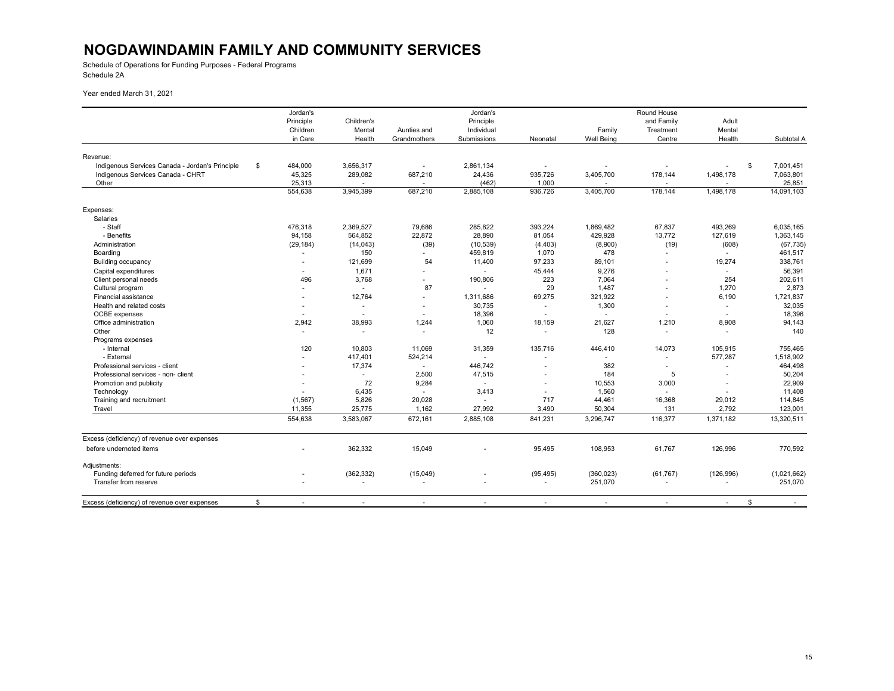# NOGDAWINDAMIN FAMILY AND COMMUNITY SERVICES

Schedule of Operations for Funding Purposes - Federal Programs
Schedule 2A

Year ended March 31, 2021

| | Jordan's Principle Children in Care | Children's Mental Health | Aunties and Grandmothers | Jordan's Principle Individual Submissions | Neonatal | Family Well Being | Round House and Family Treatment Centre | Adult Mental Health | Subtotal A |
|---|---|---|---|---|---|---|---|---|---|
| Revenue: | | | | | | | | | |
| Indigenous Services Canada - Jordan's Principle | $ 484,000 | 3,656,317 | - | 2,861,134 | - | - | - | - | $ 7,001,451 |
| Indigenous Services Canada - CHRT | 45,325 | 289,082 | 687,210 | 24,436 | 935,726 | 3,405,700 | 178,144 | 1,498,178 | 7,063,801 |
| Other | 25,313 | - | - | (462) | 1,000 | - | - | - | 25,851 |
| | 554,638 | 3,945,399 | 687,210 | 2,885,108 | 936,726 | 3,405,700 | 178,144 | 1,498,178 | 14,091,103 |
| Expenses: | | | | | | | | | |
| Salaries | | | | | | | | | |
| - Staff | 476,318 | 2,369,527 | 79,686 | 285,822 | 393,224 | 1,869,482 | 67,837 | 493,269 | 6,035,165 |
| - Benefits | 94,158 | 564,852 | 22,872 | 28,890 | 81,054 | 429,928 | 13,772 | 127,619 | 1,363,145 |
| Administration | (29,184) | (14,043) | (39) | (10,539) | (4,403) | (8,900) | (19) | (608) | (67,735) |
| Boarding | - | 150 | - | 459,819 | 1,070 | 478 | - | - | 461,517 |
| Building occupancy | - | 121,699 | 54 | 11,400 | 97,233 | 89,101 | - | 19,274 | 338,761 |
| Capital expenditures | - | 1,671 | - | - | 45,444 | 9,276 | - | - | 56,391 |
| Client personal needs | 496 | 3,768 | - | 190,806 | 223 | 7,064 | - | 254 | 202,611 |
| Cultural program | - | - | 87 | - | 29 | 1,487 | - | 1,270 | 2,873 |
| Financial assistance | - | 12,764 | - | 1,311,686 | 69,275 | 321,922 | - | 6,190 | 1,721,837 |
| Health and related costs | - | - | - | 30,735 | - | 1,300 | - | - | 32,035 |
| OCBE expenses | - | - | - | 18,396 | - | - | - | - | 18,396 |
| Office administration | 2,942 | 38,993 | 1,244 | 1,060 | 18,159 | 21,627 | 1,210 | 8,908 | 94,143 |
| Other | - | - | - | 12 | - | 128 | - | - | 140 |
| Programs expenses | | | | | | | | | |
| - Internal | 120 | 10,803 | 11,069 | 31,359 | 135,716 | 446,410 | 14,073 | 105,915 | 755,465 |
| - External | - | 417,401 | 524,214 | - | - | - | - | 577,287 | 1,518,902 |
| Professional services - client | - | 17,374 | - | 446,742 | - | 382 | - | - | 464,498 |
| Professional services - non- client | - | - | 2,500 | 47,515 | - | 184 | 5 | - | 50,204 |
| Promotion and publicity | - | 72 | 9,284 | - | - | 10,553 | 3,000 | - | 22,909 |
| Technology | - | 6,435 | - | 3,413 | - | 1,560 | - | - | 11,408 |
| Training and recruitment | (1,567) | 5,826 | 20,028 | - | 717 | 44,461 | 16,368 | 29,012 | 114,845 |
| Travel | 11,355 | 25,775 | 1,162 | 27,992 | 3,490 | 50,304 | 131 | 2,792 | 123,001 |
| | 554,638 | 3,583,067 | 672,161 | 2,885,108 | 841,231 | 3,296,747 | 116,377 | 1,371,182 | 13,320,511 |
| Excess (deficiency) of revenue over expenses before undernoted items | - | 362,332 | 15,049 | - | 95,495 | 108,953 | 61,767 | 126,996 | 770,592 |
| Adjustments: | | | | | | | | | |
| Funding deferred for future periods | - | (362,332) | (15,049) | - | (95,495) | (360,023) | (61,767) | (126,996) | (1,021,662) |
| Transfer from reserve | - | - | - | - | - | 251,070 | - | - | 251,070 |
| Excess (deficiency) of revenue over expenses | $ - | - | - | - | - | - | - | - | $ - |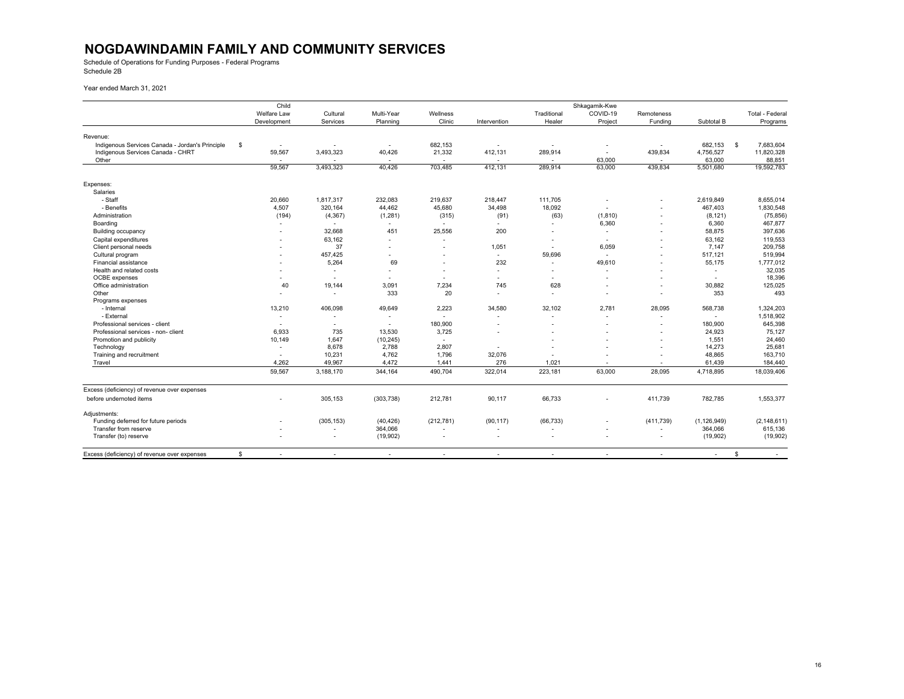# NOGDAWINDAMIN FAMILY AND COMMUNITY SERVICES

Schedule of Operations for Funding Purposes - Federal Programs
Schedule 2B

Year ended March 31, 2021

| | Child Welfare Law Development | Cultural Services | Multi-Year Planning | Wellness Clinic | Intervention | Traditional Healer | Shkagamik-Kwe COVID-19 Project | Remoteness Funding | Subtotal B | Total - Federal Programs |
|---|---|---|---|---|---|---|---|---|---|---|
| Revenue: | | | | | | | | | | |
| Indigenous Services Canada - Jordan's Principle | $ - | - | - | 682,153 | - | - | - | - | 682,153 | $ 7,683,604 |
| Indigenous Services Canada - CHRT | 59,567 | 3,493,323 | 40,426 | 21,332 | 412,131 | 289,914 | - | 439,834 | 4,756,527 | 11,820,328 |
| Other | - | - | - | - | - | - | 63,000 | - | 63,000 | 88,851 |
| | 59,567 | 3,493,323 | 40,426 | 703,485 | 412,131 | 289,914 | 63,000 | 439,834 | 5,501,680 | 19,592,783 |
| Expenses: | | | | | | | | | | |
| Salaries | | | | | | | | | | |
| - Staff | 20,660 | 1,817,317 | 232,083 | 219,637 | 218,447 | 111,705 | - | - | 2,619,849 | 8,655,014 |
| - Benefits | 4,507 | 320,164 | 44,462 | 45,680 | 34,498 | 18,092 | - | - | 467,403 | 1,830,548 |
| Administration | (194) | (4,367) | (1,281) | (315) | (91) | (63) | (1,810) | - | (8,121) | (75,856) |
| Boarding | - | - | - | - | - | - | 6,360 | - | 6,360 | 467,877 |
| Building occupancy | - | 32,668 | 451 | 25,556 | 200 | - | - | - | 58,875 | 397,636 |
| Capital expenditures | - | 63,162 | - | - | | - | - | - | 63,162 | 119,553 |
| Client personal needs | - | 37 | - | - | 1,051 | - | 6,059 | - | 7,147 | 209,758 |
| Cultural program | - | 457,425 | - | - | - | 59,696 | - | - | 517,121 | 519,994 |
| Financial assistance | - | 5,264 | 69 | - | 232 | - | 49,610 | - | 55,175 | 1,777,012 |
| Health and related costs | - | - | - | - | - | - | - | - | - | 32,035 |
| OCBE expenses | - | - | - | - | - | - | - | - | - | 18,396 |
| Office administration | 40 | 19,144 | 3,091 | 7,234 | 745 | 628 | - | - | 30,882 | 125,025 |
| Other | - | - | 333 | 20 | - | - | - | - | 353 | 493 |
| Programs expenses | | | | | | | | | | |
| - Internal | 13,210 | 406,098 | 49,649 | 2,223 | 34,580 | 32,102 | 2,781 | 28,095 | 568,738 | 1,324,203 |
| - External | - | - | - | - | - | - | - | - | - | 1,518,902 |
| Professional services - client | - | - | - | 180,900 | - | - | - | - | 180,900 | 645,398 |
| Professional services - non- client | 6,933 | 735 | 13,530 | 3,725 | - | - | - | - | 24,923 | 75,127 |
| Promotion and publicity | 10,149 | 1,647 | (10,245) | - | | - | - | - | 1,551 | 24,460 |
| Technology | - | 8,678 | 2,788 | 2,807 | - | - | - | - | 14,273 | 25,681 |
| Training and recruitment | - | 10,231 | 4,762 | 1,796 | 32,076 | - | - | - | 48,865 | 163,710 |
| Travel | 4,262 | 49,967 | 4,472 | 1,441 | 276 | 1,021 | - | - | 61,439 | 184,440 |
| | 59,567 | 3,188,170 | 344,164 | 490,704 | 322,014 | 223,181 | 63,000 | 28,095 | 4,718,895 | 18,039,406 |
| Excess (deficiency) of revenue over expenses before undernoted items | - | 305,153 | (303,738) | 212,781 | 90,117 | 66,733 | - | 411,739 | 782,785 | 1,553,377 |
| Adjustments: | | | | | | | | | | |
| Funding deferred for future periods | - | (305,153) | (40,426) | (212,781) | (90,117) | (66,733) | - | (411,739) | (1,126,949) | (2,148,611) |
| Transfer from reserve | - | - | 364,066 | - | - | - | - | - | 364,066 | 615,136 |
| Transfer (to) reserve | - | - | (19,902) | - | - | - | - | - | (19,902) | (19,902) |
| Excess (deficiency) of revenue over expenses | $ - | - | - | - | - | - | - | - | - | $ - |